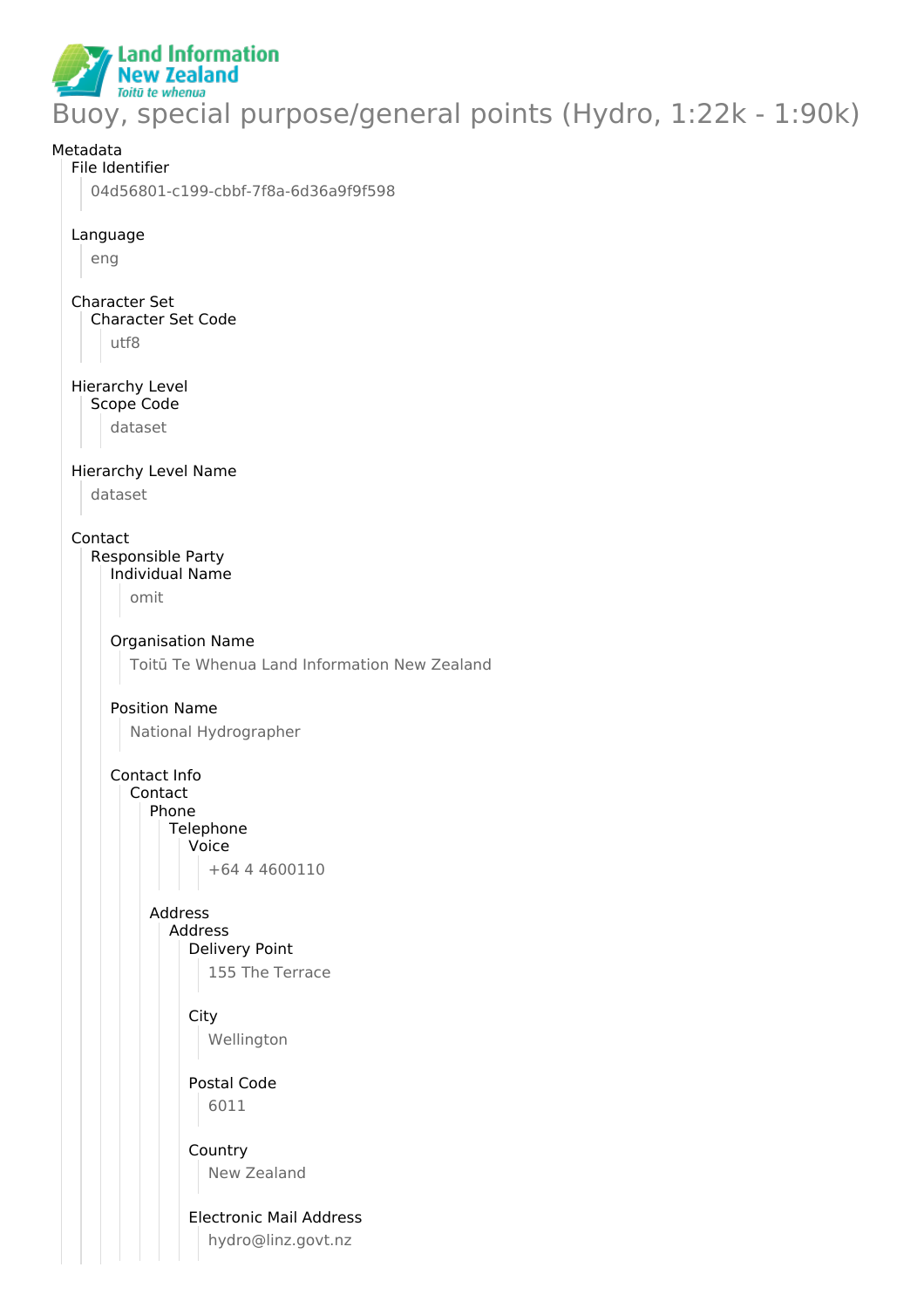# Buoy, special purpose/general points (Hydro, 1:22k - 1:90k)

Metadata

File Identifier

04d56801-c199-cbbf-7f8a-6d36a9f9f598

Language

eng

Character Set

Character Set Code

utf8

Hierarchy Level

Scope Code

dataset

Hierarchy Level Name

dataset

Contact

Responsible Party

Individual Name

omit

Organisation Name

Toitū Te Whenua Land Information New Zealand

Position Name

National Hydrographer

Contact Info

Contact

Phone

Telephone

Voice

+64 4 4600110

Address

Address

Delivery Point

155 The Terrace

City

Wellington

Postal Code

6011

Country

New Zealand

Electronic Mail Address

hydro@linz.govt.nz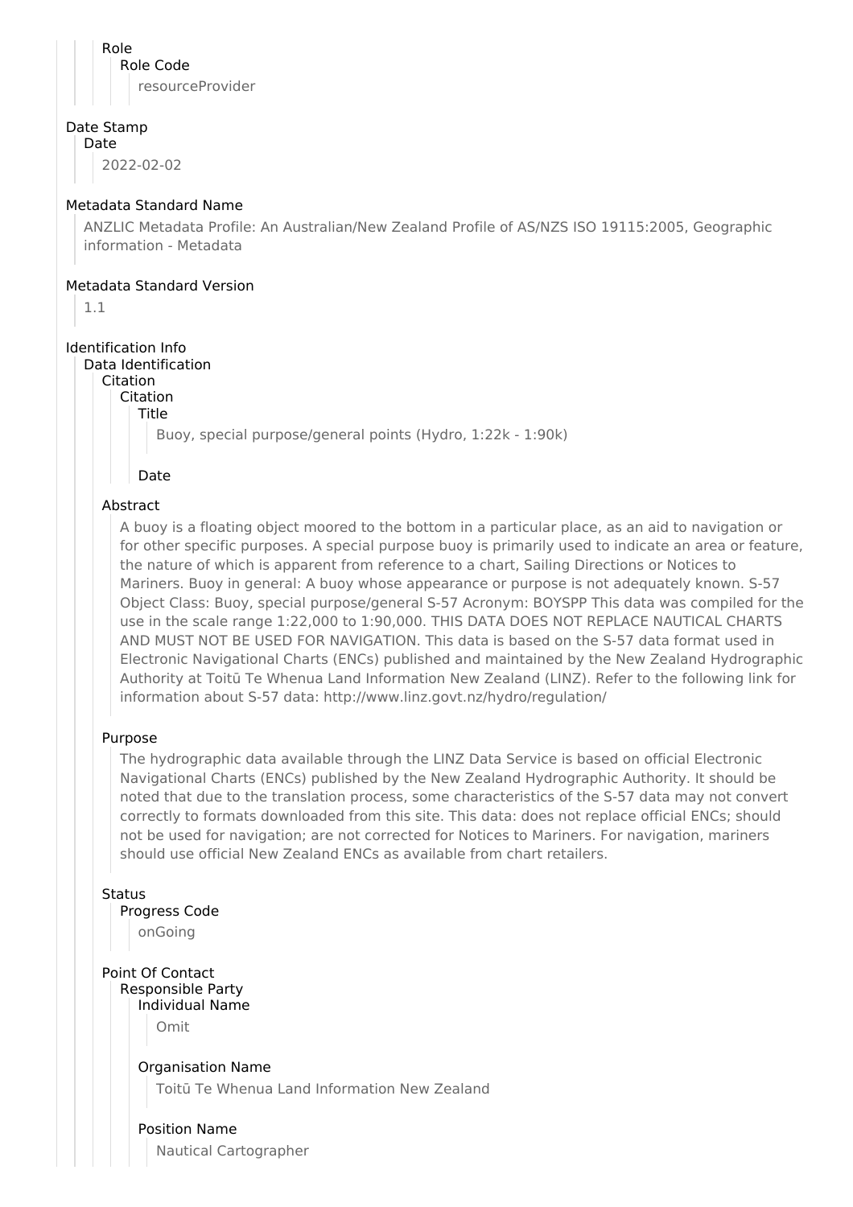Role
Role Code
resourceProvider

Date Stamp
Date
2022-02-02

Metadata Standard Name
ANZLIC Metadata Profile: An Australian/New Zealand Profile of AS/NZS ISO 19115:2005, Geographic information - Metadata

Metadata Standard Version
1.1

Identification Info
Data Identification
Citation
Citation
Title
Buoy, special purpose/general points (Hydro, 1:22k - 1:90k)

Date

Abstract
A buoy is a floating object moored to the bottom in a particular place, as an aid to navigation or for other specific purposes. A special purpose buoy is primarily used to indicate an area or feature, the nature of which is apparent from reference to a chart, Sailing Directions or Notices to Mariners. Buoy in general: A buoy whose appearance or purpose is not adequately known. S-57 Object Class: Buoy, special purpose/general S-57 Acronym: BOYSPP This data was compiled for the use in the scale range 1:22,000 to 1:90,000. THIS DATA DOES NOT REPLACE NAUTICAL CHARTS AND MUST NOT BE USED FOR NAVIGATION. This data is based on the S-57 data format used in Electronic Navigational Charts (ENCs) published and maintained by the New Zealand Hydrographic Authority at Toitū Te Whenua Land Information New Zealand (LINZ). Refer to the following link for information about S-57 data: http://www.linz.govt.nz/hydro/regulation/

Purpose
The hydrographic data available through the LINZ Data Service is based on official Electronic Navigational Charts (ENCs) published by the New Zealand Hydrographic Authority. It should be noted that due to the translation process, some characteristics of the S-57 data may not convert correctly to formats downloaded from this site. This data: does not replace official ENCs; should not be used for navigation; are not corrected for Notices to Mariners. For navigation, mariners should use official New Zealand ENCs as available from chart retailers.

Status
Progress Code
onGoing

Point Of Contact
Responsible Party
Individual Name
Omit

Organisation Name
Toitū Te Whenua Land Information New Zealand

Position Name
Nautical Cartographer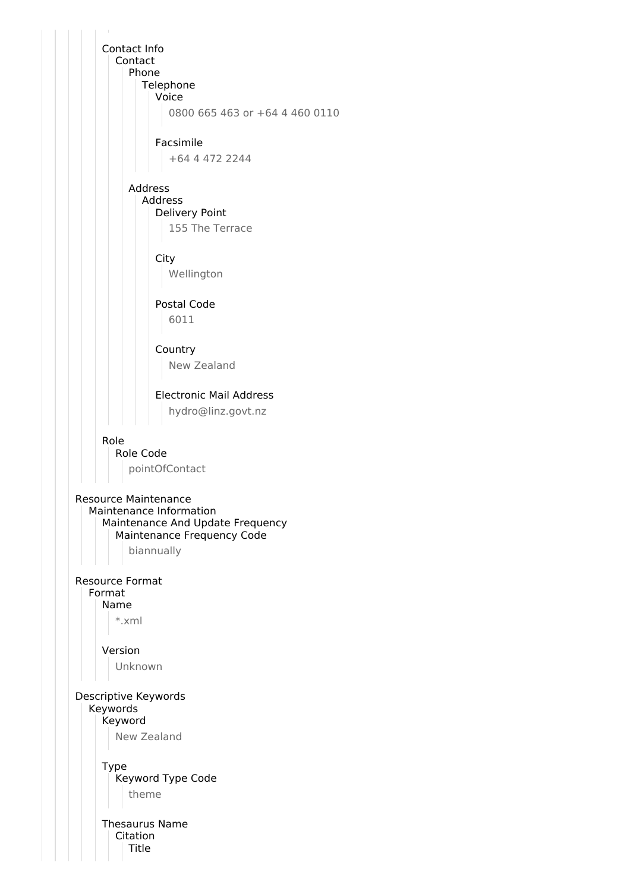Contact Info
- Contact
  - Phone
    - Telephone
      - Voice
        - 0800 665 463 or +64 4 460 0110
      - Facsimile
        - +64 4 472 2244
  - Address
    - Address
      - Delivery Point
        - 155 The Terrace
      - City
        - Wellington
      - Postal Code
        - 6011
      - Country
        - New Zealand
      - Electronic Mail Address
        - hydro@linz.govt.nz

Role
- Role Code
  - pointOfContact

Resource Maintenance
- Maintenance Information
  - Maintenance And Update Frequency
    - Maintenance Frequency Code
      - biannually

Resource Format
- Format
  - Name
    - *.xml
  - Version
    - Unknown

Descriptive Keywords
- Keywords
  - Keyword
    - New Zealand
  - Type
    - Keyword Type Code
      - theme
  - Thesaurus Name
    - Citation
      - Title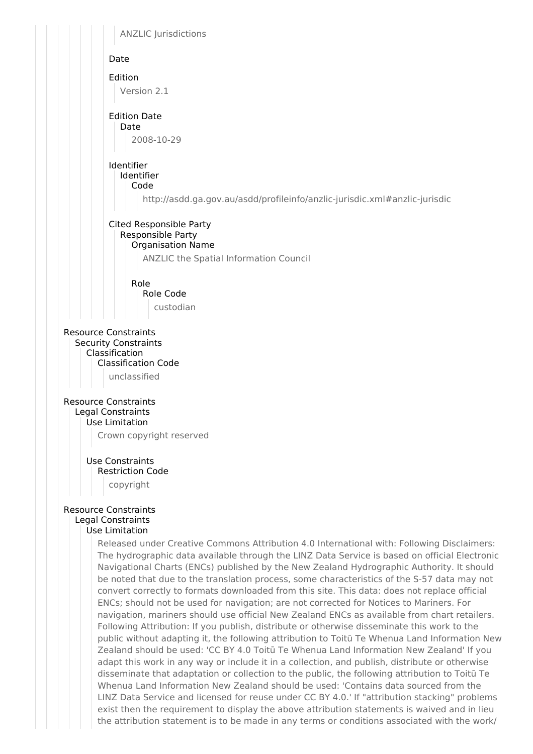ANZLIC Jurisdictions

Date

Edition

Version 2.1

Edition Date

Date

2008-10-29

Identifier

Identifier

Code

http://asdd.ga.gov.au/asdd/profileinfo/anzlic-jurisdic.xml#anzlic-jurisdic

Cited Responsible Party

Responsible Party

Organisation Name

ANZLIC the Spatial Information Council

Role

Role Code

custodian

Resource Constraints

Security Constraints

Classification

Classification Code

unclassified

Resource Constraints

Legal Constraints

Use Limitation

Crown copyright reserved

Use Constraints

Restriction Code

copyright

Resource Constraints

Legal Constraints

Use Limitation

Released under Creative Commons Attribution 4.0 International with: Following Disclaimers: The hydrographic data available through the LINZ Data Service is based on official Electronic Navigational Charts (ENCs) published by the New Zealand Hydrographic Authority. It should be noted that due to the translation process, some characteristics of the S-57 data may not convert correctly to formats downloaded from this site. This data: does not replace official ENCs; should not be used for navigation; are not corrected for Notices to Mariners. For navigation, mariners should use official New Zealand ENCs as available from chart retailers. Following Attribution: If you publish, distribute or otherwise disseminate this work to the public without adapting it, the following attribution to Toitū Te Whenua Land Information New Zealand should be used: 'CC BY 4.0 Toitū Te Whenua Land Information New Zealand' If you adapt this work in any way or include it in a collection, and publish, distribute or otherwise disseminate that adaptation or collection to the public, the following attribution to Toitū Te Whenua Land Information New Zealand should be used: 'Contains data sourced from the LINZ Data Service and licensed for reuse under CC BY 4.0.' If "attribution stacking" problems exist then the requirement to display the above attribution statements is waived and in lieu the attribution statement is to be made in any terms or conditions associated with the work/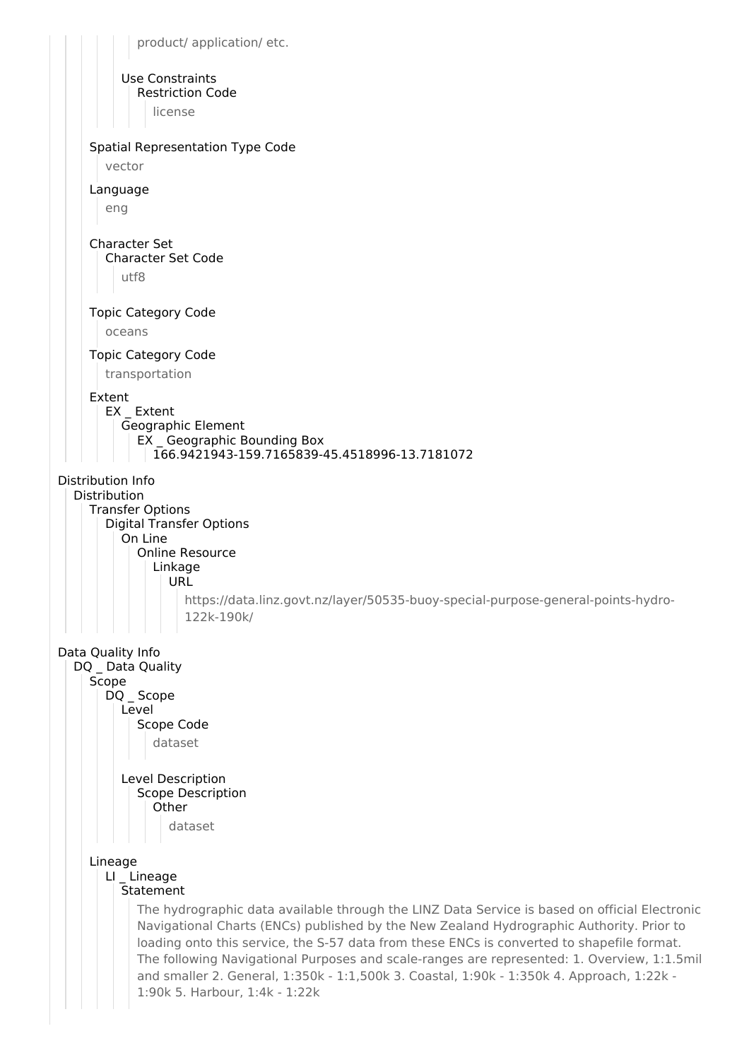product/ application/ etc.

Use Constraints
Restriction Code
license

Spatial Representation Type Code
vector

Language
eng

Character Set
Character Set Code
utf8

Topic Category Code
oceans

Topic Category Code
transportation

Extent
EX _ Extent
Geographic Element
EX _ Geographic Bounding Box
166.9421943-159.7165839-45.4518996-13.7181072

Distribution Info
Distribution
Transfer Options
Digital Transfer Options
On Line
Online Resource
Linkage
URL
https://data.linz.govt.nz/layer/50535-buoy-special-purpose-general-points-hydro-122k-190k/

Data Quality Info
DQ _ Data Quality
Scope
DQ _ Scope
Level
Scope Code
dataset

Level Description
Scope Description
Other
dataset

Lineage
LI _ Lineage
Statement
The hydrographic data available through the LINZ Data Service is based on official Electronic Navigational Charts (ENCs) published by the New Zealand Hydrographic Authority. Prior to loading onto this service, the S-57 data from these ENCs is converted to shapefile format. The following Navigational Purposes and scale-ranges are represented: 1. Overview, 1:1.5mil and smaller 2. General, 1:350k - 1:1,500k 3. Coastal, 1:90k - 1:350k 4. Approach, 1:22k - 1:90k 5. Harbour, 1:4k - 1:22k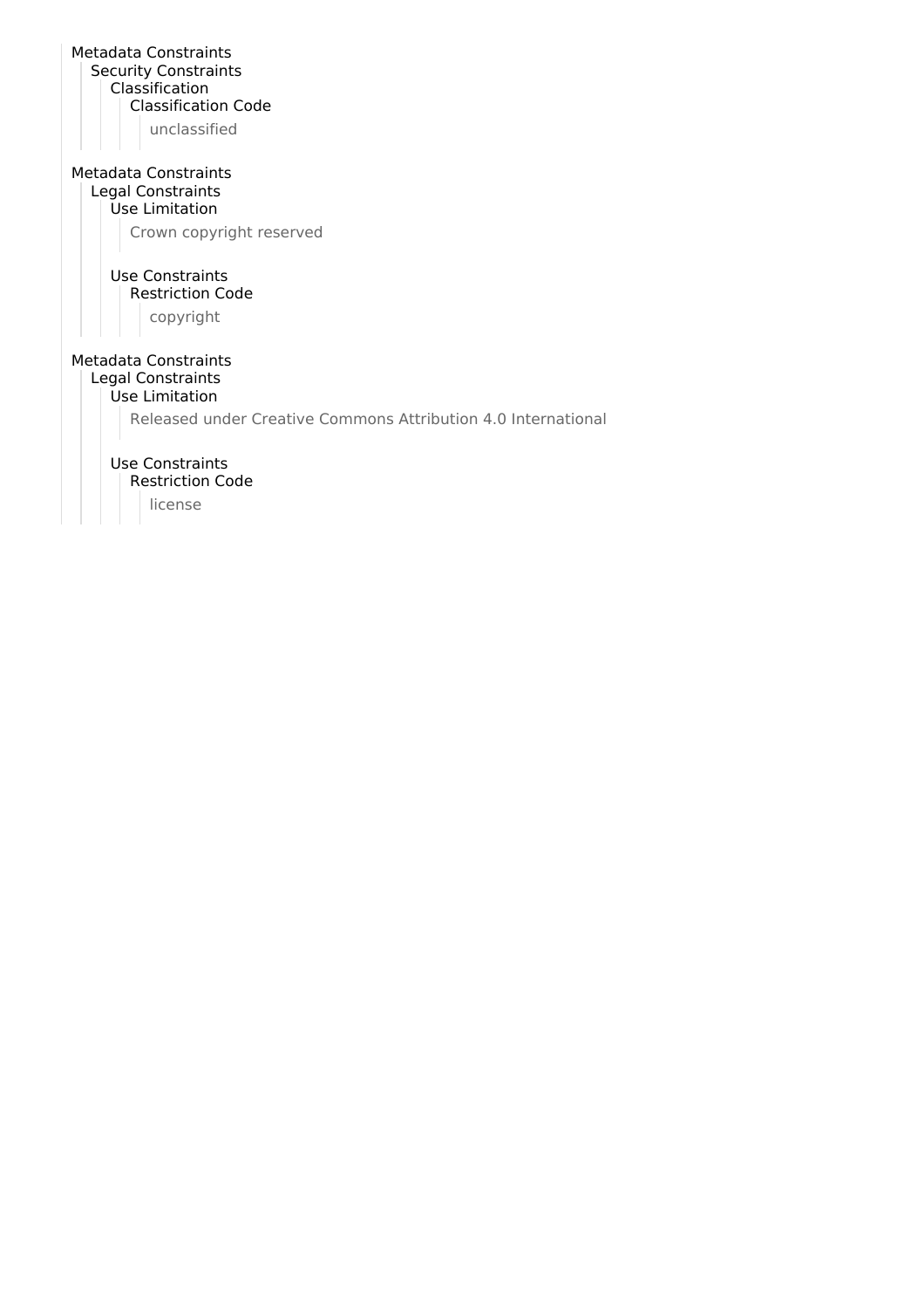Metadata Constraints
- Security Constraints
  - Classification
    - Classification Code
      - unclassified

Metadata Constraints
- Legal Constraints
  - Use Limitation
    - Crown copyright reserved
  - Use Constraints
    - Restriction Code
      - copyright

Metadata Constraints
- Legal Constraints
  - Use Limitation
    - Released under Creative Commons Attribution 4.0 International
  - Use Constraints
    - Restriction Code
      - license